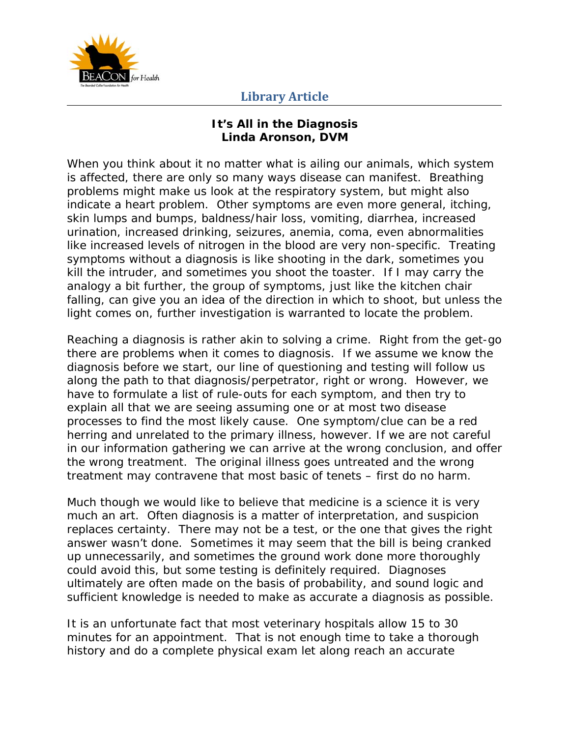Library Article

# It's All in the Diagnosis

**Linda Aronson, DVM**

When you think about it no matter what is ailing our animals, which system is affected, there are only so many ways disease can manifest. Breathing problems might make us look at the respiratory system, but might also indicate a heart problem. Other symptoms are even more general, itching, skin lumps and bumps, baldness/hair loss, vomiting, diarrhea, increased urination, increased drinking, seizures, anemia, coma, even abnormalities like increased levels of nitrogen in the blood are very non-specific. Treating symptoms without a diagnosis is like shooting in the dark, sometimes you kill the intruder, and sometimes you shoot the toaster. If I may carry the analogy a bit further, the group of symptoms, just like the kitchen chair falling, can give you an idea of the direction in which to shoot, but unless the light comes on, further investigation is warranted to locate the problem.

Reaching a diagnosis is rather akin to solving a crime. Right from the get-go there are problems when it comes to diagnosis. If we assume we know the diagnosis before we start, our line of questioning and testing will follow us along the path to that diagnosis/perpetrator, right or wrong. However, we have to formulate a list of rule-outs for each symptom, and then try to explain all that we are seeing assuming one or at most two disease processes to find the most likely cause. One symptom/clue can be a red herring and unrelated to the primary illness, however. If we are not careful in our information gathering we can arrive at the wrong conclusion, and offer the wrong treatment. The original illness goes untreated and the wrong treatment may contravene that most basic of tenets – first do no harm.

Much though we would like to believe that medicine is a science it is very much an art. Often diagnosis is a matter of interpretation, and suspicion replaces certainty. There may not be a test, or the one that gives the right answer wasn't done. Sometimes it may seem that the bill is being cranked up unnecessarily, and sometimes the ground work done more thoroughly could avoid this, but some testing is definitely required. Diagnoses ultimately are often made on the basis of probability, and sound logic and sufficient knowledge is needed to make as accurate a diagnosis as possible.

It is an unfortunate fact that most veterinary hospitals allow 15 to 30 minutes for an appointment. That is not enough time to take a thorough history and do a complete physical exam let along reach an accurate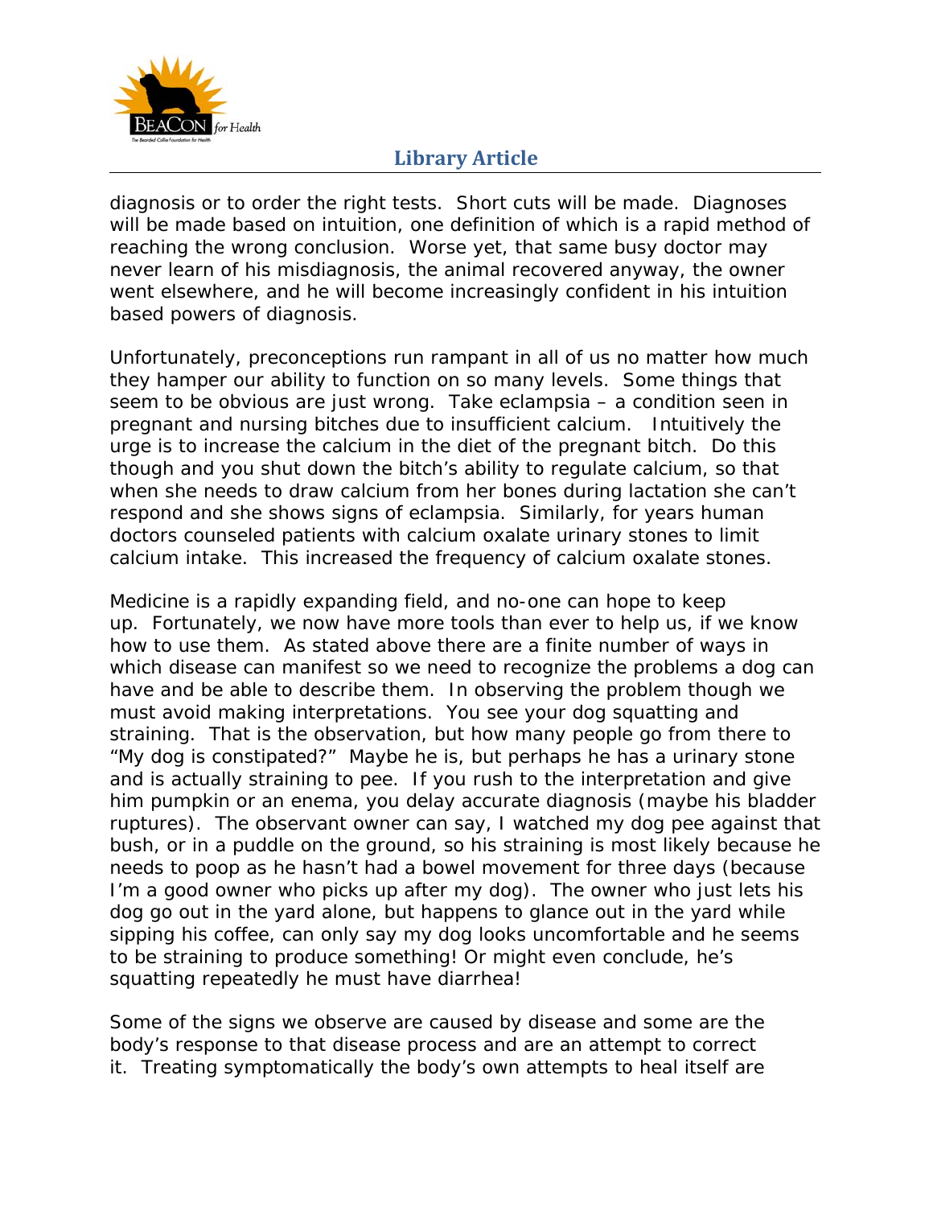diagnosis or to order the right tests. Short cuts will be made. Diagnoses will be made based on intuition, one definition of which is a rapid method of reaching the wrong conclusion. Worse yet, that same busy doctor may never learn of his misdiagnosis, the animal recovered anyway, the owner went elsewhere, and he will become increasingly confident in his intuition based powers of diagnosis.

Unfortunately, preconceptions run rampant in all of us no matter how much they hamper our ability to function on so many levels. Some things that seem to be obvious are just wrong. Take eclampsia – a condition seen in pregnant and nursing bitches due to insufficient calcium. Intuitively the urge is to increase the calcium in the diet of the pregnant bitch. Do this though and you shut down the bitch's ability to regulate calcium, so that when she needs to draw calcium from her bones during lactation she can't respond and she shows signs of eclampsia. Similarly, for years human doctors counseled patients with calcium oxalate urinary stones to limit calcium intake. This increased the frequency of calcium oxalate stones.

Medicine is a rapidly expanding field, and no-one can hope to keep up. Fortunately, we now have more tools than ever to help us, if we know how to use them. As stated above there are a finite number of ways in which disease can manifest so we need to recognize the problems a dog can have and be able to describe them. In observing the problem though we must avoid making interpretations. You see your dog squatting and straining. That is the observation, but how many people go from there to "My dog is constipated?" Maybe he is, but perhaps he has a urinary stone and is actually straining to pee. If you rush to the interpretation and give him pumpkin or an enema, you delay accurate diagnosis (maybe his bladder ruptures). The observant owner can say, I watched my dog pee against that bush, or in a puddle on the ground, so his straining is most likely because he needs to poop as he hasn't had a bowel movement for three days (because I'm a good owner who picks up after my dog). The owner who just lets his dog go out in the yard alone, but happens to glance out in the yard while sipping his coffee, can only say my dog looks uncomfortable and he seems to be straining to produce something! Or might even conclude, he's squatting repeatedly he must have diarrhea!

Some of the signs we observe are caused by disease and some are the body's response to that disease process and are an attempt to correct it. Treating symptomatically the body's own attempts to heal itself are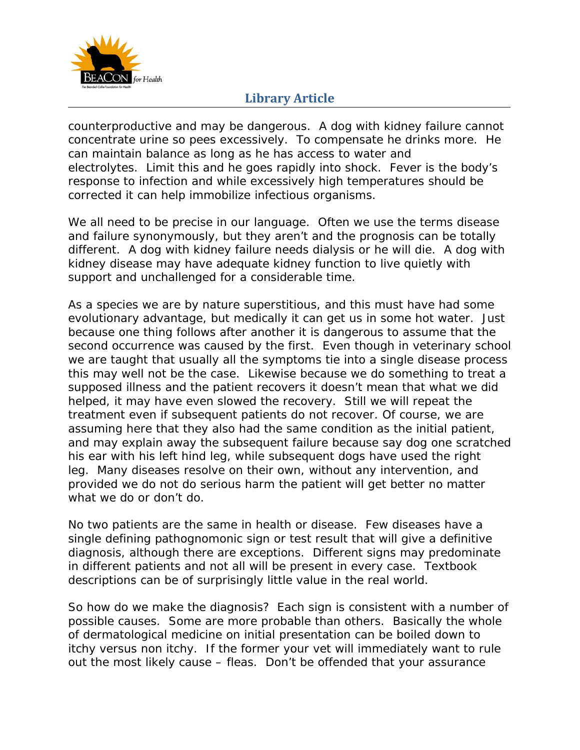counterproductive and may be dangerous. A dog with kidney failure cannot concentrate urine so pees excessively. To compensate he drinks more. He can maintain balance as long as he has access to water and electrolytes. Limit this and he goes rapidly into shock. Fever is the body's response to infection and while excessively high temperatures should be corrected it can help immobilize infectious organisms.

We all need to be precise in our language. Often we use the terms disease and failure synonymously, but they aren't and the prognosis can be totally different. A dog with kidney failure needs dialysis or he will die. A dog with kidney disease may have adequate kidney function to live quietly with support and unchallenged for a considerable time.

As a species we are by nature superstitious, and this must have had some evolutionary advantage, but medically it can get us in some hot water. Just because one thing follows after another it is dangerous to assume that the second occurrence was caused by the first. Even though in veterinary school we are taught that usually all the symptoms tie into a single disease process this may well not be the case. Likewise because we do something to treat a supposed illness and the patient recovers it doesn't mean that what we did helped, it may have even slowed the recovery. Still we will repeat the treatment even if subsequent patients do not recover. Of course, we are assuming here that they also had the same condition as the initial patient, and may explain away the subsequent failure because say dog one scratched his ear with his left hind leg, while subsequent dogs have used the right leg. Many diseases resolve on their own, without any intervention, and provided we do not do serious harm the patient will get better no matter what we do or don't do.

No two patients are the same in health or disease. Few diseases have a single defining pathognomonic sign or test result that will give a definitive diagnosis, although there are exceptions. Different signs may predominate in different patients and not all will be present in every case. Textbook descriptions can be of surprisingly little value in the real world.

So how do we make the diagnosis? Each sign is consistent with a number of possible causes. Some are more probable than others. Basically the whole of dermatological medicine on initial presentation can be boiled down to itchy versus non itchy. If the former your vet will immediately want to rule out the most likely cause – fleas. Don't be offended that your assurance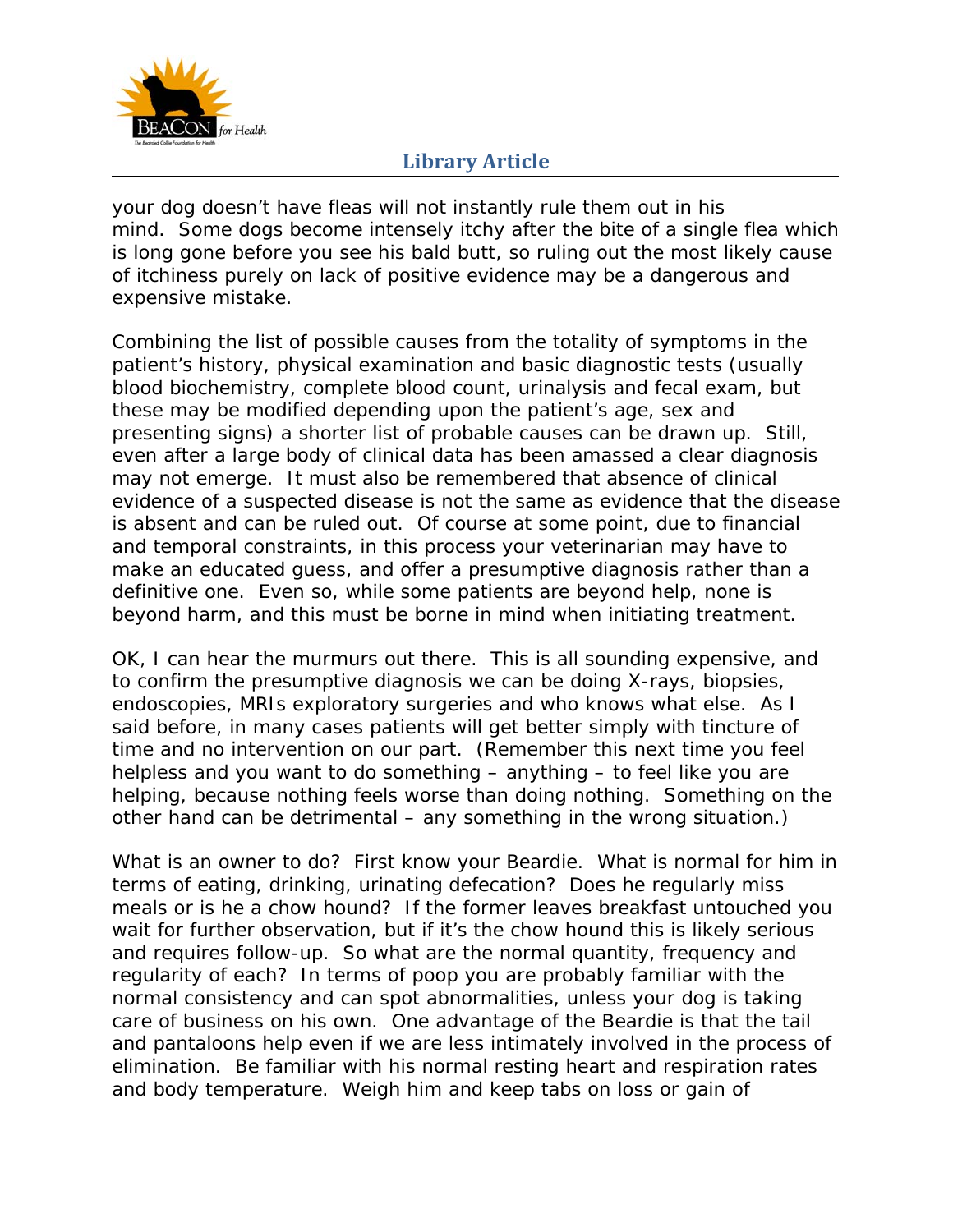your dog doesn't have fleas will not instantly rule them out in his mind. Some dogs become intensely itchy after the bite of a single flea which is long gone before you see his bald butt, so ruling out the most likely cause of itchiness purely on lack of positive evidence may be a dangerous and expensive mistake.

Combining the list of possible causes from the totality of symptoms in the patient's history, physical examination and basic diagnostic tests (usually blood biochemistry, complete blood count, urinalysis and fecal exam, but these may be modified depending upon the patient's age, sex and presenting signs) a shorter list of probable causes can be drawn up. Still, even after a large body of clinical data has been amassed a clear diagnosis may not emerge. It must also be remembered that absence of clinical evidence of a suspected disease is not the same as evidence that the disease is absent and can be ruled out. Of course at some point, due to financial and temporal constraints, in this process your veterinarian may have to make an educated guess, and offer a presumptive diagnosis rather than a definitive one. Even so, while some patients are beyond help, none is beyond harm, and this must be borne in mind when initiating treatment.

OK, I can hear the murmurs out there. This is all sounding expensive, and to confirm the presumptive diagnosis we can be doing X-rays, biopsies, endoscopies, MRIs exploratory surgeries and who knows what else. As I said before, in many cases patients will get better simply with tincture of time and no intervention on our part. (Remember this next time you feel helpless and you want to do something – anything – to feel like you are helping, because nothing feels worse than doing nothing. Something on the other hand can be detrimental – any something in the wrong situation.)

What is an owner to do? First know your Beardie. What is normal for him in terms of eating, drinking, urinating defecation? Does he regularly miss meals or is he a chow hound? If the former leaves breakfast untouched you wait for further observation, but if it's the chow hound this is likely serious and requires follow-up. So what are the normal quantity, frequency and regularity of each? In terms of poop you are probably familiar with the normal consistency and can spot abnormalities, unless your dog is taking care of business on his own. One advantage of the Beardie is that the tail and pantaloons help even if we are less intimately involved in the process of elimination. Be familiar with his normal resting heart and respiration rates and body temperature. Weigh him and keep tabs on loss or gain of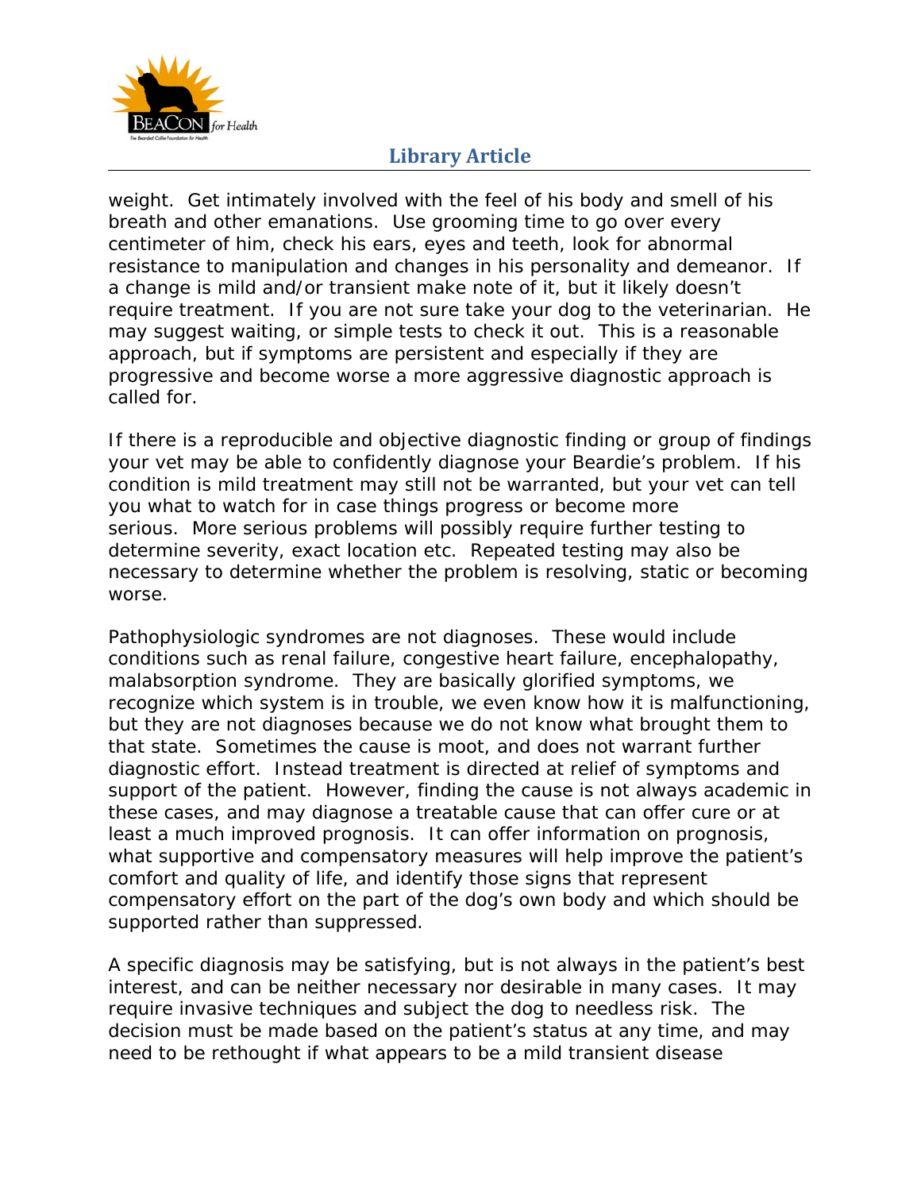weight. Get intimately involved with the feel of his body and smell of his breath and other emanations. Use grooming time to go over every centimeter of him, check his ears, eyes and teeth, look for abnormal resistance to manipulation and changes in his personality and demeanor. If a change is mild and/or transient make note of it, but it likely doesn't require treatment. If you are not sure take your dog to the veterinarian. He may suggest waiting, or simple tests to check it out. This is a reasonable approach, but if symptoms are persistent and especially if they are progressive and become worse a more aggressive diagnostic approach is called for.

If there is a reproducible and objective diagnostic finding or group of findings your vet may be able to confidently diagnose your Beardie's problem. If his condition is mild treatment may still not be warranted, but your vet can tell you what to watch for in case things progress or become more serious. More serious problems will possibly require further testing to determine severity, exact location etc. Repeated testing may also be necessary to determine whether the problem is resolving, static or becoming worse.

Pathophysiologic syndromes are not diagnoses. These would include conditions such as renal failure, congestive heart failure, encephalopathy, malabsorption syndrome. They are basically glorified symptoms, we recognize which system is in trouble, we even know how it is malfunctioning, but they are not diagnoses because we do not know what brought them to that state. Sometimes the cause is moot, and does not warrant further diagnostic effort. Instead treatment is directed at relief of symptoms and support of the patient. However, finding the cause is not always academic in these cases, and may diagnose a treatable cause that can offer cure or at least a much improved prognosis. It can offer information on prognosis, what supportive and compensatory measures will help improve the patient's comfort and quality of life, and identify those signs that represent compensatory effort on the part of the dog's own body and which should be supported rather than suppressed.

A specific diagnosis may be satisfying, but is not always in the patient's best interest, and can be neither necessary nor desirable in many cases. It may require invasive techniques and subject the dog to needless risk. The decision must be made based on the patient's status at any time, and may need to be rethought if what appears to be a mild transient disease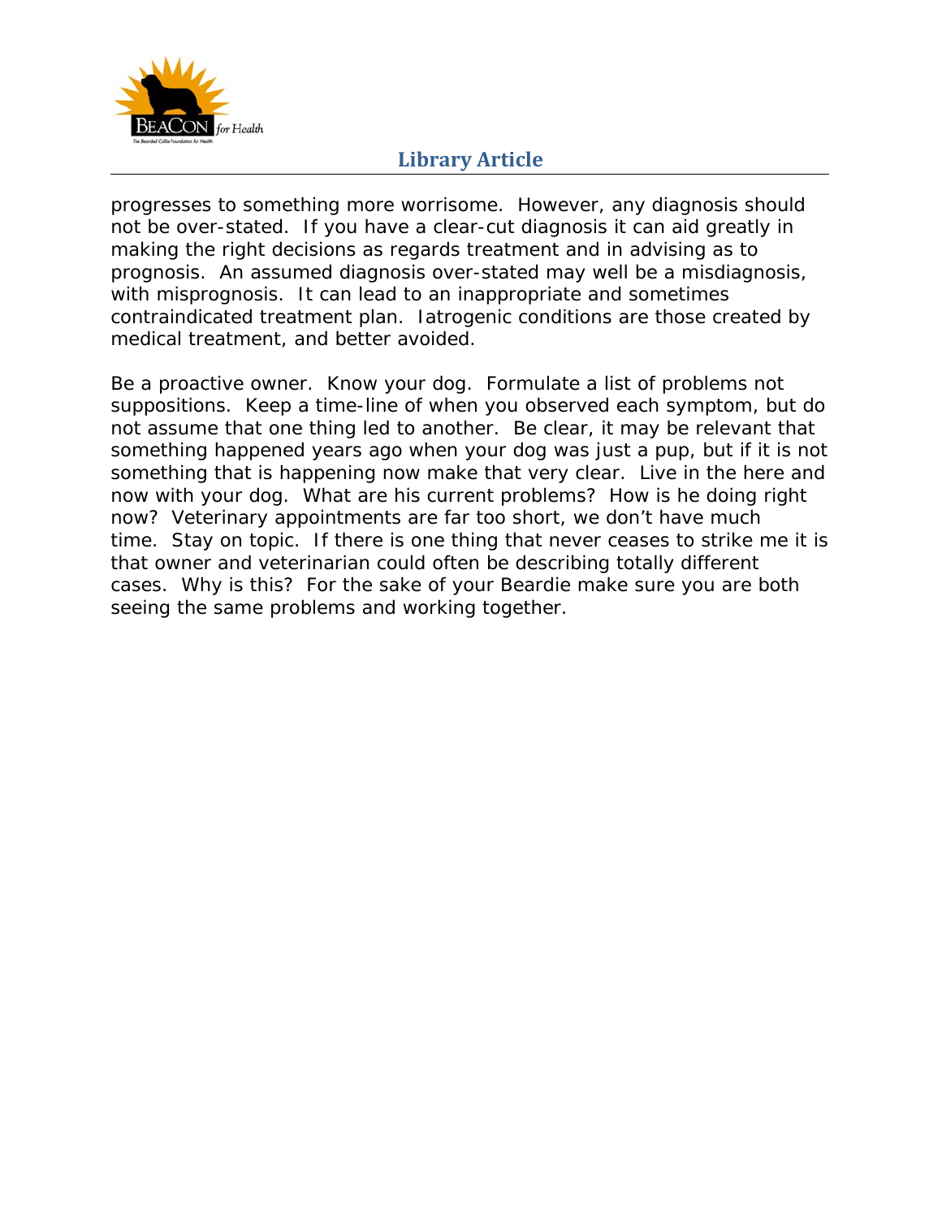progresses to something more worrisome. However, any diagnosis should not be over-stated. If you have a clear-cut diagnosis it can aid greatly in making the right decisions as regards treatment and in advising as to prognosis. An assumed diagnosis over-stated may well be a misdiagnosis, with misprognosis. It can lead to an inappropriate and sometimes contraindicated treatment plan. Iatrogenic conditions are those created by medical treatment, and better avoided.

Be a proactive owner. Know your dog. Formulate a list of problems not suppositions. Keep a time-line of when you observed each symptom, but do not assume that one thing led to another. Be clear, it may be relevant that something happened years ago when your dog was just a pup, but if it is not something that is happening now make that very clear. Live in the here and now with your dog. What are his current problems? How is he doing right now? Veterinary appointments are far too short, we don't have much time. Stay on topic. If there is one thing that never ceases to strike me it is that owner and veterinarian could often be describing totally different cases. Why is this? For the sake of your Beardie make sure you are both seeing the same problems and working together.